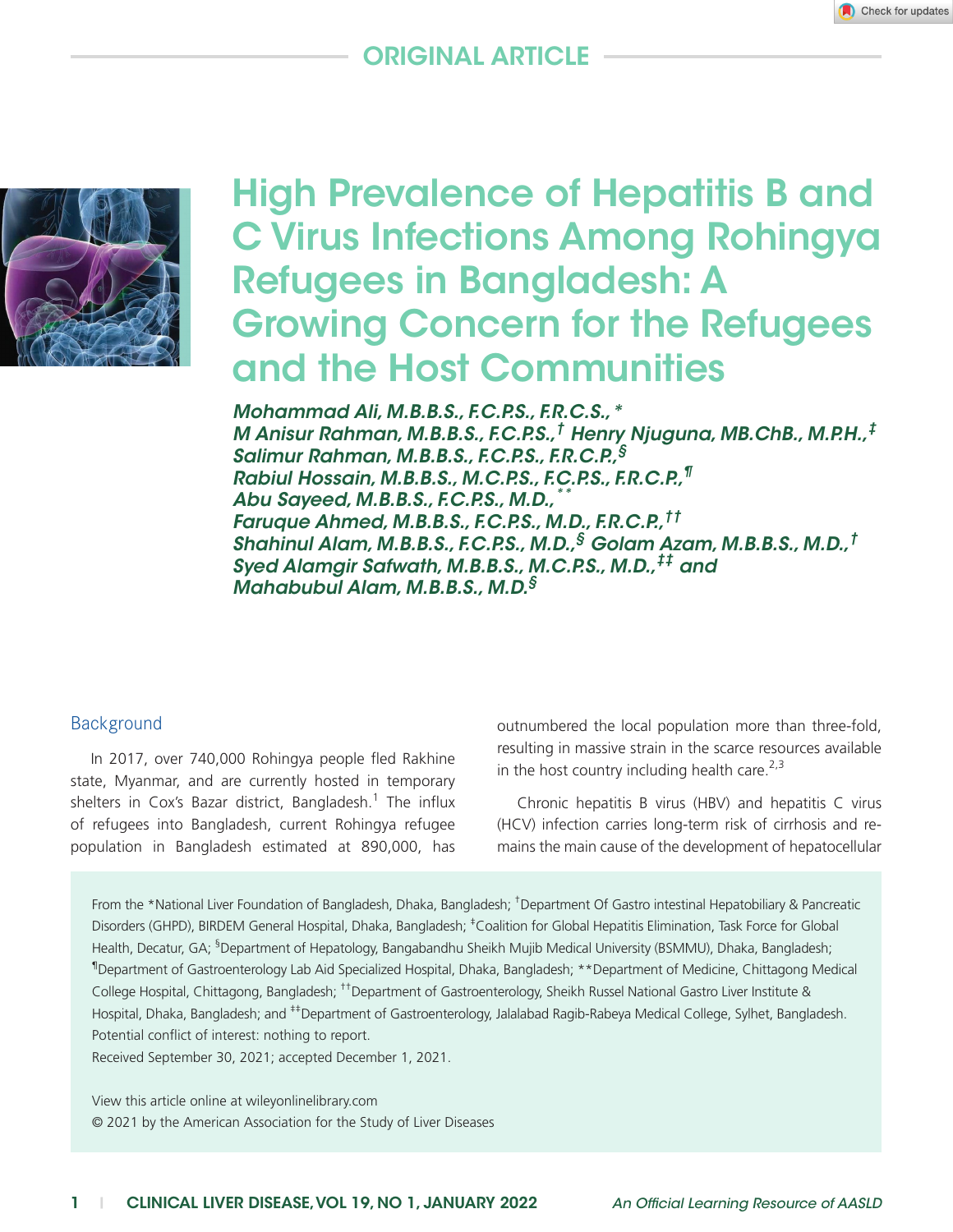ORIGINAL ARTICLE

# High Prevalence of Hepatitis B and C Virus Infections Among Rohingya Refugees in Bangladesh: A Growing Concern for the Refugees and the Host Communities

*Mohammad Ali, M.B.B.S., F.C.P.S., F.R.C.S.,\* M Anisur Rahman, M.B.B.S., F.C.P.S.,† Henry Njuguna, MB.ChB., M.P.H.,‡ Salimur Rahman, M.B.B.S., F.C.P.S., F.R.C.P.,§ Rabiul Hossain, M.B.B.S., M.C.P.S., F.C.P.S., F.R.C.P.,¶ Abu Sayeed, M.B.B.S., F.C.P.S., M.D.,\*\* Faruque Ahmed, M.B.B.S., F.C.P.S., M.D., F.R.C.P.,†† Shahinul Alam, M.B.B.S., F.C.P.S., M.D.,§ Golam Azam, M.B.B.S., M.D.,† Syed Alamgir Safwath, M.B.B.S., M.C.P.S., M.D.,‡‡ and Mahabubul Alam, M.B.B.S., M.D.§*

## Background

In 2017, over 740,000 Rohingya people fled Rakhine state, Myanmar, and are currently hosted in temporary shelters in Cox's Bazar district, Bangladesh.[1] The influx of refugees into Bangladesh, current Rohingya refugee population in Bangladesh estimated at 890,000, has outnumbered the local population more than three-fold, resulting in massive strain in the scarce resources available in the host country including health care.[2,3]

Chronic hepatitis B virus (HBV) and hepatitis C virus (HCV) infection carries long-term risk of cirrhosis and remains the main cause of the development of hepatocellular

From the \*National Liver Foundation of Bangladesh, Dhaka, Bangladesh; †Department Of Gastro intestinal Hepatobiliary & Pancreatic Disorders (GHPD), BIRDEM General Hospital, Dhaka, Bangladesh; ‡Coalition for Global Hepatitis Elimination, Task Force for Global Health, Decatur, GA; §Department of Hepatology, Bangabandhu Sheikh Mujib Medical University (BSMMU), Dhaka, Bangladesh; ¶Department of Gastroenterology Lab Aid Specialized Hospital, Dhaka, Bangladesh; \*\*Department of Medicine, Chittagong Medical College Hospital, Chittagong, Bangladesh; ††Department of Gastroenterology, Sheikh Russel National Gastro Liver Institute & Hospital, Dhaka, Bangladesh; and ‡‡Department of Gastroenterology, Jalalabad Ragib-Rabeya Medical College, Sylhet, Bangladesh.
Potential conflict of interest: nothing to report.
Received September 30, 2021; accepted December 1, 2021.

View this article online at wileyonlinelibrary.com
© 2021 by the American Association for the Study of Liver Diseases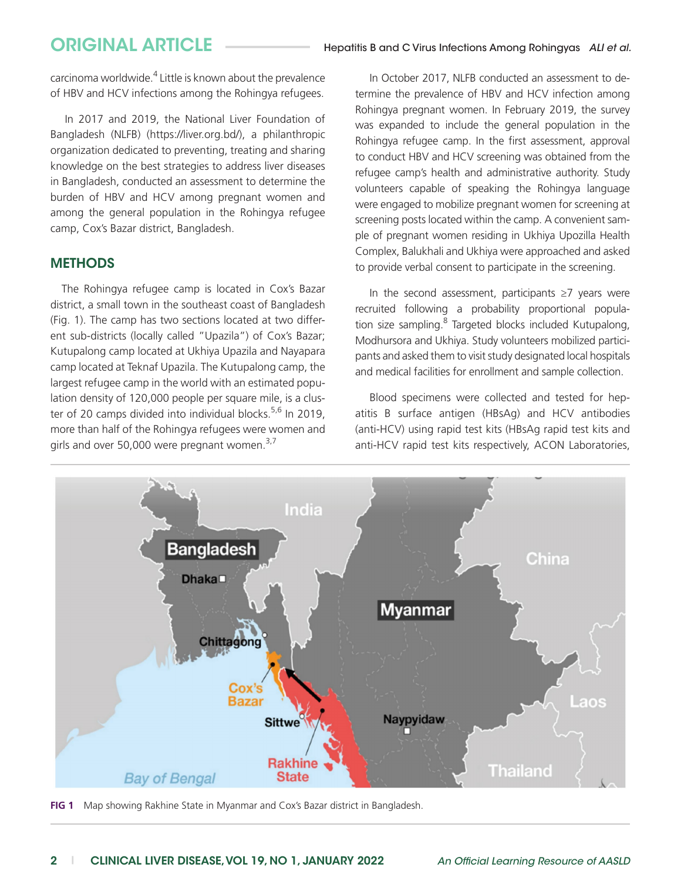carcinoma worldwide.[4] Little is known about the prevalence of HBV and HCV infections among the Rohingya refugees.

In 2017 and 2019, the National Liver Foundation of Bangladesh (NLFB) (https://liver.org.bd/), a philanthropic organization dedicated to preventing, treating and sharing knowledge on the best strategies to address liver diseases in Bangladesh, conducted an assessment to determine the burden of HBV and HCV among pregnant women and among the general population in the Rohingya refugee camp, Cox's Bazar district, Bangladesh.

## METHODS

The Rohingya refugee camp is located in Cox's Bazar district, a small town in the southeast coast of Bangladesh (Fig. 1). The camp has two sections located at two different sub-districts (locally called "Upazila") of Cox's Bazar; Kutupalong camp located at Ukhiya Upazila and Nayapara camp located at Teknaf Upazila. The Kutupalong camp, the largest refugee camp in the world with an estimated population density of 120,000 people per square mile, is a cluster of 20 camps divided into individual blocks.[5,6] In 2019, more than half of the Rohingya refugees were women and girls and over 50,000 were pregnant women.[3,7]

In October 2017, NLFB conducted an assessment to determine the prevalence of HBV and HCV infection among Rohingya pregnant women. In February 2019, the survey was expanded to include the general population in the Rohingya refugee camp. In the first assessment, approval to conduct HBV and HCV screening was obtained from the refugee camp's health and administrative authority. Study volunteers capable of speaking the Rohingya language were engaged to mobilize pregnant women for screening at screening posts located within the camp. A convenient sample of pregnant women residing in Ukhiya Upozilla Health Complex, Balukhali and Ukhiya were approached and asked to provide verbal consent to participate in the screening.

In the second assessment, participants ≥7 years were recruited following a probability proportional population size sampling.[8] Targeted blocks included Kutupalong, Modhursora and Ukhiya. Study volunteers mobilized participants and asked them to visit study designated local hospitals and medical facilities for enrollment and sample collection.

Blood specimens were collected and tested for hepatitis B surface antigen (HBsAg) and HCV antibodies (anti-HCV) using rapid test kits (HBsAg rapid test kits and anti-HCV rapid test kits respectively, ACON Laboratories,

**FIG 1** Map showing Rakhine State in Myanmar and Cox's Bazar district in Bangladesh.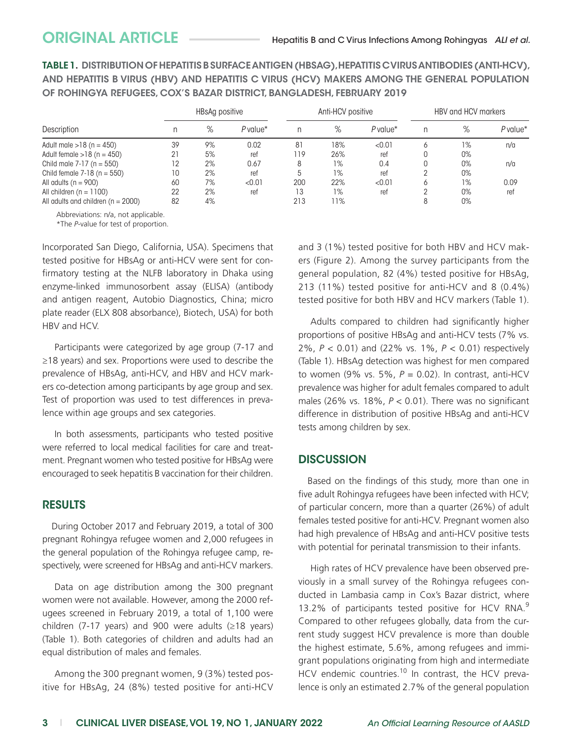**TABLE 1. DISTRIBUTION OF HEPATITIS B SURFACE ANTIGEN (HBSAG), HEPATITIS C VIRUS ANTIBODIES (ANTI-HCV), AND HEPATITIS B VIRUS (HBV) AND HEPATITIS C VIRUS (HCV) MAKERS AMONG THE GENERAL POPULATION OF ROHINGYA REFUGEES, COX'S BAZAR DISTRICT, BANGLADESH, FEBRUARY 2019**

| Description | HBsAg positive | | | Anti-HCV positive | | | HBV and HCV markers | | |
|---|---|---|---|---|---|---|---|---|---|
| | n | % | *P* value* | n | % | *P* value* | n | % | *P* value* |
| Adult male >18 (n = 450) | 39 | 9% | 0.02 | 81 | 18% | <0.01 | 6 | 1% | n/a |
| Adult female >18 (n = 450) | 21 | 5% | ref | 119 | 26% | ref | 0 | 0% | |
| Child male 7-17 (n = 550) | 12 | 2% | 0.67 | 8 | 1% | 0.4 | 0 | 0% | n/a |
| Child female 7-18 (n = 550) | 10 | 2% | ref | 5 | 1% | ref | 2 | 0% | |
| All adults (n = 900) | 60 | 7% | <0.01 | 200 | 22% | <0.01 | 6 | 1% | 0.09 |
| All children (n = 1100) | 22 | 2% | ref | 13 | 1% | ref | 2 | 0% | ref |
| All adults and children (n = 2000) | 82 | 4% | | 213 | 11% | | 8 | 0% | |

Abbreviations: n/a, not applicable.

*The *P*-value for test of proportion.

Incorporated San Diego, California, USA). Specimens that tested positive for HBsAg or anti-HCV were sent for confirmatory testing at the NLFB laboratory in Dhaka using enzyme-linked immunosorbent assay (ELISA) (antibody and antigen reagent, Autobio Diagnostics, China; micro plate reader (ELX 808 absorbance), Biotech, USA) for both HBV and HCV.

Participants were categorized by age group (7-17 and ≥18 years) and sex. Proportions were used to describe the prevalence of HBsAg, anti-HCV, and HBV and HCV markers co-detection among participants by age group and sex. Test of proportion was used to test differences in prevalence within age groups and sex categories.

In both assessments, participants who tested positive were referred to local medical facilities for care and treatment. Pregnant women who tested positive for HBsAg were encouraged to seek hepatitis B vaccination for their children.

## RESULTS

During October 2017 and February 2019, a total of 300 pregnant Rohingya refugee women and 2,000 refugees in the general population of the Rohingya refugee camp, respectively, were screened for HBsAg and anti-HCV markers.

Data on age distribution among the 300 pregnant women were not available. However, among the 2000 refugees screened in February 2019, a total of 1,100 were children (7-17 years) and 900 were adults (≥18 years) (Table 1). Both categories of children and adults had an equal distribution of males and females.

Among the 300 pregnant women, 9 (3%) tested positive for HBsAg, 24 (8%) tested positive for anti-HCV and 3 (1%) tested positive for both HBV and HCV makers (Figure 2). Among the survey participants from the general population, 82 (4%) tested positive for HBsAg, 213 (11%) tested positive for anti-HCV and 8 (0.4%) tested positive for both HBV and HCV markers (Table 1).

Adults compared to children had significantly higher proportions of positive HBsAg and anti-HCV tests (7% vs. 2%, $P < 0.01$) and (22% vs. 1%, $P < 0.01$) respectively (Table 1). HBsAg detection was highest for men compared to women (9% vs. 5%, $P = 0.02$). In contrast, anti-HCV prevalence was higher for adult females compared to adult males (26% vs. 18%, $P < 0.01$). There was no significant difference in distribution of positive HBsAg and anti-HCV tests among children by sex.

## DISCUSSION

Based on the findings of this study, more than one in five adult Rohingya refugees have been infected with HCV; of particular concern, more than a quarter (26%) of adult females tested positive for anti-HCV. Pregnant women also had high prevalence of HBsAg and anti-HCV positive tests with potential for perinatal transmission to their infants.

High rates of HCV prevalence have been observed previously in a small survey of the Rohingya refugees conducted in Lambasia camp in Cox's Bazar district, where 13.2% of participants tested positive for HCV RNA.[9] Compared to other refugees globally, data from the current study suggest HCV prevalence is more than double the highest estimate, 5.6%, among refugees and immigrant populations originating from high and intermediate HCV endemic countries.[10] In contrast, the HCV prevalence is only an estimated 2.7% of the general population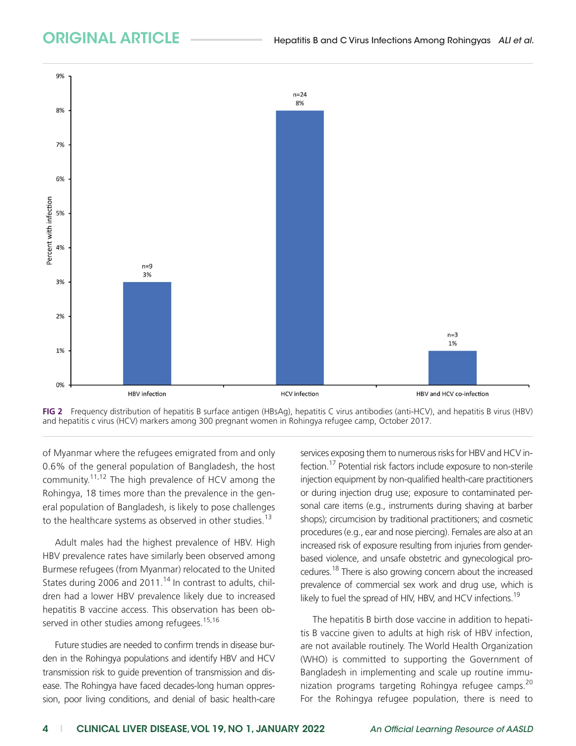FIG 2 Frequency distribution of hepatitis B surface antigen (HBsAg), hepatitis C virus antibodies (anti-HCV), and hepatitis B virus (HBV) and hepatitis c virus (HCV) markers among 300 pregnant women in Rohingya refugee camp, October 2017.

of Myanmar where the refugees emigrated from and only 0.6% of the general population of Bangladesh, the host community.[11,12] The high prevalence of HCV among the Rohingya, 18 times more than the prevalence in the general population of Bangladesh, is likely to pose challenges to the healthcare systems as observed in other studies.[13]

Adult males had the highest prevalence of HBV. High HBV prevalence rates have similarly been observed among Burmese refugees (from Myanmar) relocated to the United States during 2006 and 2011.[14] In contrast to adults, children had a lower HBV prevalence likely due to increased hepatitis B vaccine access. This observation has been observed in other studies among refugees.[15,16]

Future studies are needed to confirm trends in disease burden in the Rohingya populations and identify HBV and HCV transmission risk to guide prevention of transmission and disease. The Rohingya have faced decades-long human oppression, poor living conditions, and denial of basic health-care services exposing them to numerous risks for HBV and HCV infection.[17] Potential risk factors include exposure to non-sterile injection equipment by non-qualified health-care practitioners or during injection drug use; exposure to contaminated personal care items (e.g., instruments during shaving at barber shops); circumcision by traditional practitioners; and cosmetic procedures (e.g., ear and nose piercing). Females are also at an increased risk of exposure resulting from injuries from gender-based violence, and unsafe obstetric and gynecological procedures.[18] There is also growing concern about the increased prevalence of commercial sex work and drug use, which is likely to fuel the spread of HIV, HBV, and HCV infections.[19]

The hepatitis B birth dose vaccine in addition to hepatitis B vaccine given to adults at high risk of HBV infection, are not available routinely. The World Health Organization (WHO) is committed to supporting the Government of Bangladesh in implementing and scale up routine immunization programs targeting Rohingya refugee camps.[20] For the Rohingya refugee population, there is need to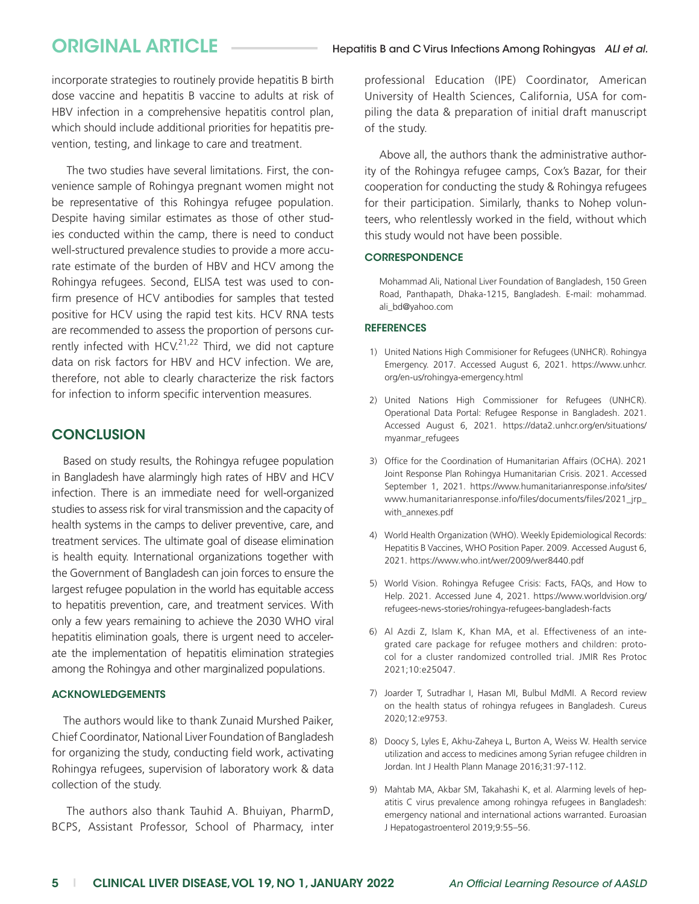incorporate strategies to routinely provide hepatitis B birth dose vaccine and hepatitis B vaccine to adults at risk of HBV infection in a comprehensive hepatitis control plan, which should include additional priorities for hepatitis prevention, testing, and linkage to care and treatment.

The two studies have several limitations. First, the convenience sample of Rohingya pregnant women might not be representative of this Rohingya refugee population. Despite having similar estimates as those of other studies conducted within the camp, there is need to conduct well-structured prevalence studies to provide a more accurate estimate of the burden of HBV and HCV among the Rohingya refugees. Second, ELISA test was used to confirm presence of HCV antibodies for samples that tested positive for HCV using the rapid test kits. HCV RNA tests are recommended to assess the proportion of persons currently infected with HCV.[21,22] Third, we did not capture data on risk factors for HBV and HCV infection. We are, therefore, not able to clearly characterize the risk factors for infection to inform specific intervention measures.

## CONCLUSION

Based on study results, the Rohingya refugee population in Bangladesh have alarmingly high rates of HBV and HCV infection. There is an immediate need for well-organized studies to assess risk for viral transmission and the capacity of health systems in the camps to deliver preventive, care, and treatment services. The ultimate goal of disease elimination is health equity. International organizations together with the Government of Bangladesh can join forces to ensure the largest refugee population in the world has equitable access to hepatitis prevention, care, and treatment services. With only a few years remaining to achieve the 2030 WHO viral hepatitis elimination goals, there is urgent need to accelerate the implementation of hepatitis elimination strategies among the Rohingya and other marginalized populations.

### ACKNOWLEDGEMENTS

The authors would like to thank Zunaid Murshed Paiker, Chief Coordinator, National Liver Foundation of Bangladesh for organizing the study, conducting field work, activating Rohingya refugees, supervision of laboratory work & data collection of the study.

The authors also thank Tauhid A. Bhuiyan, PharmD, BCPS, Assistant Professor, School of Pharmacy, inter professional Education (IPE) Coordinator, American University of Health Sciences, California, USA for compiling the data & preparation of initial draft manuscript of the study.

Above all, the authors thank the administrative authority of the Rohingya refugee camps, Cox's Bazar, for their cooperation for conducting the study & Rohingya refugees for their participation. Similarly, thanks to Nohep volunteers, who relentlessly worked in the field, without which this study would not have been possible.

### CORRESPONDENCE

Mohammad Ali, National Liver Foundation of Bangladesh, 150 Green Road, Panthapath, Dhaka-1215, Bangladesh. E-mail: mohammad.ali_bd@yahoo.com

### REFERENCES

1) United Nations High Commisioner for Refugees (UNHCR). Rohingya Emergency. 2017. Accessed August 6, 2021. https://www.unhcr.org/en-us/rohingya-emergency.html
2) United Nations High Commissioner for Refugees (UNHCR). Operational Data Portal: Refugee Response in Bangladesh. 2021. Accessed August 6, 2021. https://data2.unhcr.org/en/situations/myanmar_refugees
3) Office for the Coordination of Humanitarian Affairs (OCHA). 2021 Joint Response Plan Rohingya Humanitarian Crisis. 2021. Accessed September 1, 2021. https://www.humanitarianresponse.info/sites/www.humanitarianresponse.info/files/documents/files/2021_jrp_with_annexes.pdf
4) World Health Organization (WHO). Weekly Epidemiological Records: Hepatitis B Vaccines, WHO Position Paper. 2009. Accessed August 6, 2021. https://www.who.int/wer/2009/wer8440.pdf
5) World Vision. Rohingya Refugee Crisis: Facts, FAQs, and How to Help. 2021. Accessed June 4, 2021. https://www.worldvision.org/refugees-news-stories/rohingya-refugees-bangladesh-facts
6) Al Azdi Z, Islam K, Khan MA, et al. Effectiveness of an integrated care package for refugee mothers and children: protocol for a cluster randomized controlled trial. JMIR Res Protoc 2021;10:e25047.
7) Joarder T, Sutradhar I, Hasan MI, Bulbul MdMI. A Record review on the health status of rohingya refugees in Bangladesh. Cureus 2020;12:e9753.
8) Doocy S, Lyles E, Akhu-Zaheya L, Burton A, Weiss W. Health service utilization and access to medicines among Syrian refugee children in Jordan. Int J Health Plann Manage 2016;31:97-112.
9) Mahtab MA, Akbar SM, Takahashi K, et al. Alarming levels of hepatitis C virus prevalence among rohingya refugees in Bangladesh: emergency national and international actions warranted. Euroasian J Hepatogastroenterol 2019;9:55–56.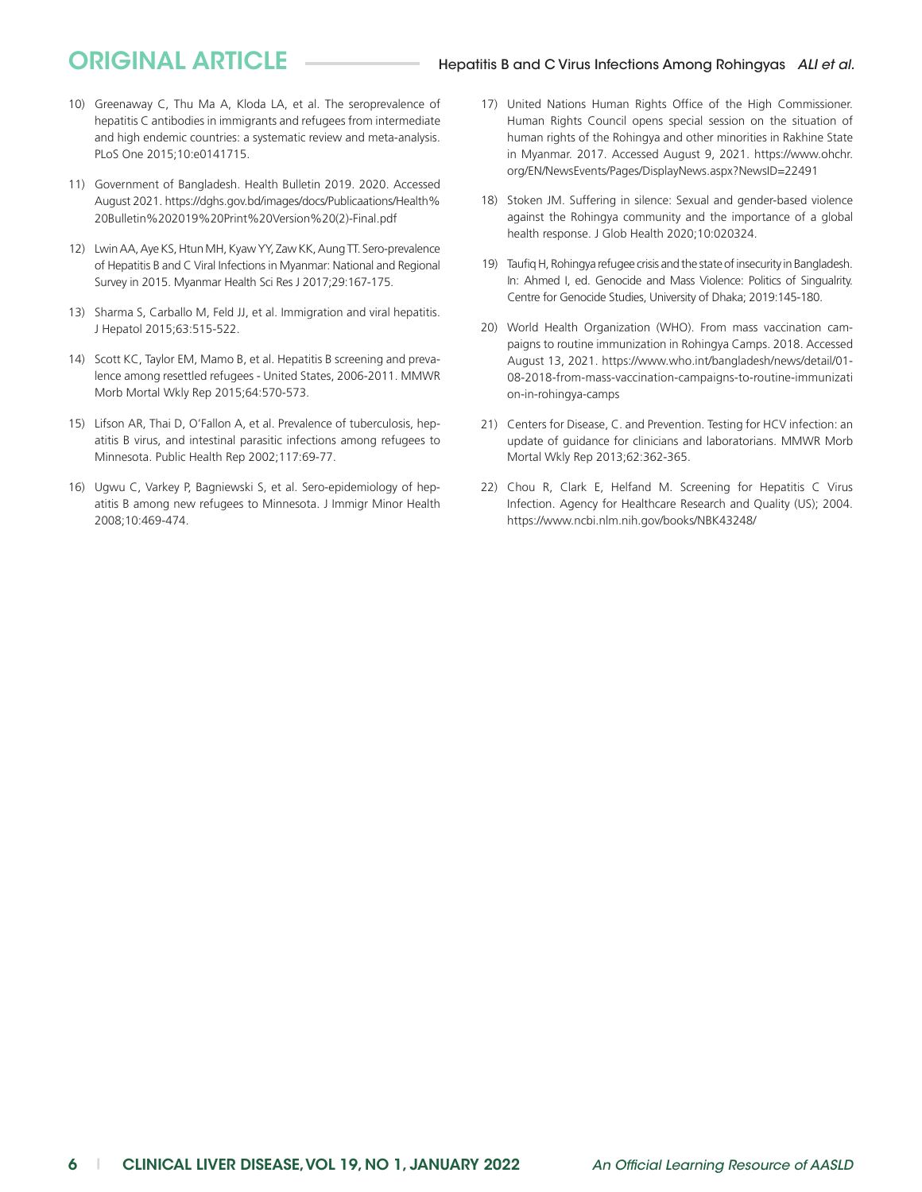10) Greenaway C, Thu Ma A, Kloda LA, et al. The seroprevalence of hepatitis C antibodies in immigrants and refugees from intermediate and high endemic countries: a systematic review and meta-analysis. PLoS One 2015;10:e0141715.

11) Government of Bangladesh. Health Bulletin 2019. 2020. Accessed August 2021. https://dghs.gov.bd/images/docs/Publicaations/Health%20Bulletin%202019%20Print%20Version%20(2)-Final.pdf

12) Lwin AA, Aye KS, Htun MH, Kyaw YY, Zaw KK, Aung TT. Sero-prevalence of Hepatitis B and C Viral Infections in Myanmar: National and Regional Survey in 2015. Myanmar Health Sci Res J 2017;29:167-175.

13) Sharma S, Carballo M, Feld JJ, et al. Immigration and viral hepatitis. J Hepatol 2015;63:515-522.

14) Scott KC, Taylor EM, Mamo B, et al. Hepatitis B screening and prevalence among resettled refugees - United States, 2006-2011. MMWR Morb Mortal Wkly Rep 2015;64:570-573.

15) Lifson AR, Thai D, O'Fallon A, et al. Prevalence of tuberculosis, hepatitis B virus, and intestinal parasitic infections among refugees to Minnesota. Public Health Rep 2002;117:69-77.

16) Ugwu C, Varkey P, Bagniewski S, et al. Sero-epidemiology of hepatitis B among new refugees to Minnesota. J Immigr Minor Health 2008;10:469-474.

17) United Nations Human Rights Office of the High Commissioner. Human Rights Council opens special session on the situation of human rights of the Rohingya and other minorities in Rakhine State in Myanmar. 2017. Accessed August 9, 2021. https://www.ohchr.org/EN/NewsEvents/Pages/DisplayNews.aspx?NewsID=22491

18) Stoken JM. Suffering in silence: Sexual and gender-based violence against the Rohingya community and the importance of a global health response. J Glob Health 2020;10:020324.

19) Taufiq H, Rohingya refugee crisis and the state of insecurity in Bangladesh. In: Ahmed I, ed. Genocide and Mass Violence: Politics of Singualrity. Centre for Genocide Studies, University of Dhaka; 2019:145-180.

20) World Health Organization (WHO). From mass vaccination campaigns to routine immunization in Rohingya Camps. 2018. Accessed August 13, 2021. https://www.who.int/bangladesh/news/detail/01-08-2018-from-mass-vaccination-campaigns-to-routine-immunization-in-rohingya-camps

21) Centers for Disease, C. and Prevention. Testing for HCV infection: an update of guidance for clinicians and laboratorians. MMWR Morb Mortal Wkly Rep 2013;62:362-365.

22) Chou R, Clark E, Helfand M. Screening for Hepatitis C Virus Infection. Agency for Healthcare Research and Quality (US); 2004. https://www.ncbi.nlm.nih.gov/books/NBK43248/